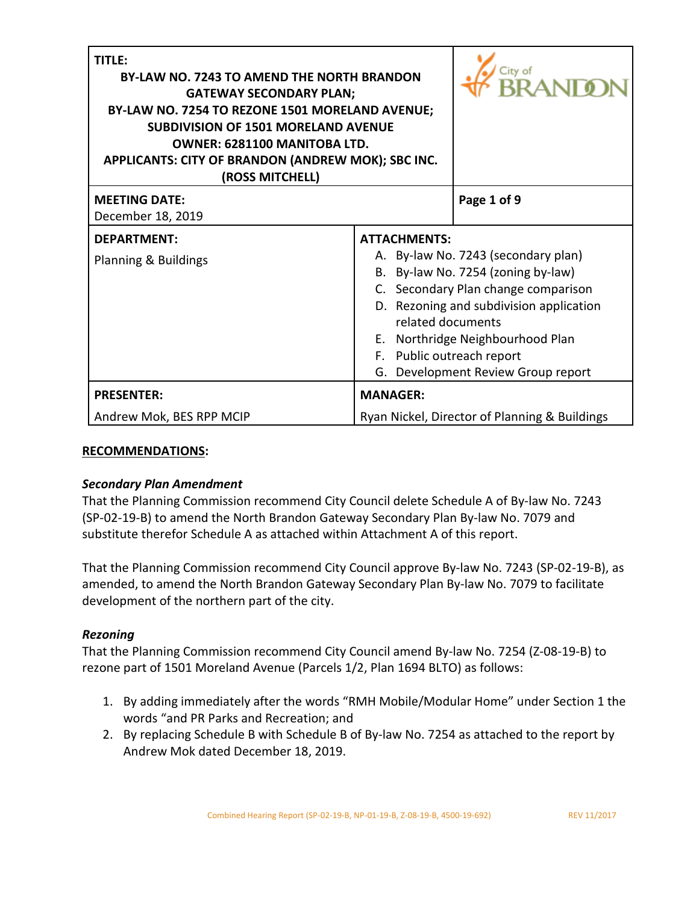| TITLE: BY-LAW NO. 7243 TO AMEND THE NORTH BRANDON GATEWAY SECONDARY PLAN; BY-LAW NO. 7254 TO REZONE 1501 MORELAND AVENUE; SUBDIVISION OF 1501 MORELAND AVENUE OWNER: 6281100 MANITOBA LTD. APPLICANTS: CITY OF BRANDON (ANDREW MOK); SBC INC. (ROSS MITCHELL) | City of BRANDON |
|---|---|
| **MEETING DATE:** December 18, 2019 | **Page 1 of 9** |

| **DEPARTMENT:** | **ATTACHMENTS:** |
|---|---|
| Planning & Buildings | A. By-law No. 7243 (secondary plan)<br>B. By-law No. 7254 (zoning by-law)<br>C. Secondary Plan change comparison<br>D. Rezoning and subdivision application related documents<br>E. Northridge Neighbourhood Plan<br>F. Public outreach report<br>G. Development Review Group report |
| **PRESENTER:** | **MANAGER:** |
| Andrew Mok, BES RPP MCIP | Ryan Nickel, Director of Planning & Buildings |

## RECOMMENDATIONS:

### *Secondary Plan Amendment*

That the Planning Commission recommend City Council delete Schedule A of By-law No. 7243 (SP-02-19-B) to amend the North Brandon Gateway Secondary Plan By-law No. 7079 and substitute therefor Schedule A as attached within Attachment A of this report.

That the Planning Commission recommend City Council approve By-law No. 7243 (SP-02-19-B), as amended, to amend the North Brandon Gateway Secondary Plan By-law No. 7079 to facilitate development of the northern part of the city.

### *Rezoning*

That the Planning Commission recommend City Council amend By-law No. 7254 (Z-08-19-B) to rezone part of 1501 Moreland Avenue (Parcels 1/2, Plan 1694 BLTO) as follows:

1. By adding immediately after the words "RMH Mobile/Modular Home" under Section 1 the words "and PR Parks and Recreation; and
2. By replacing Schedule B with Schedule B of By-law No. 7254 as attached to the report by Andrew Mok dated December 18, 2019.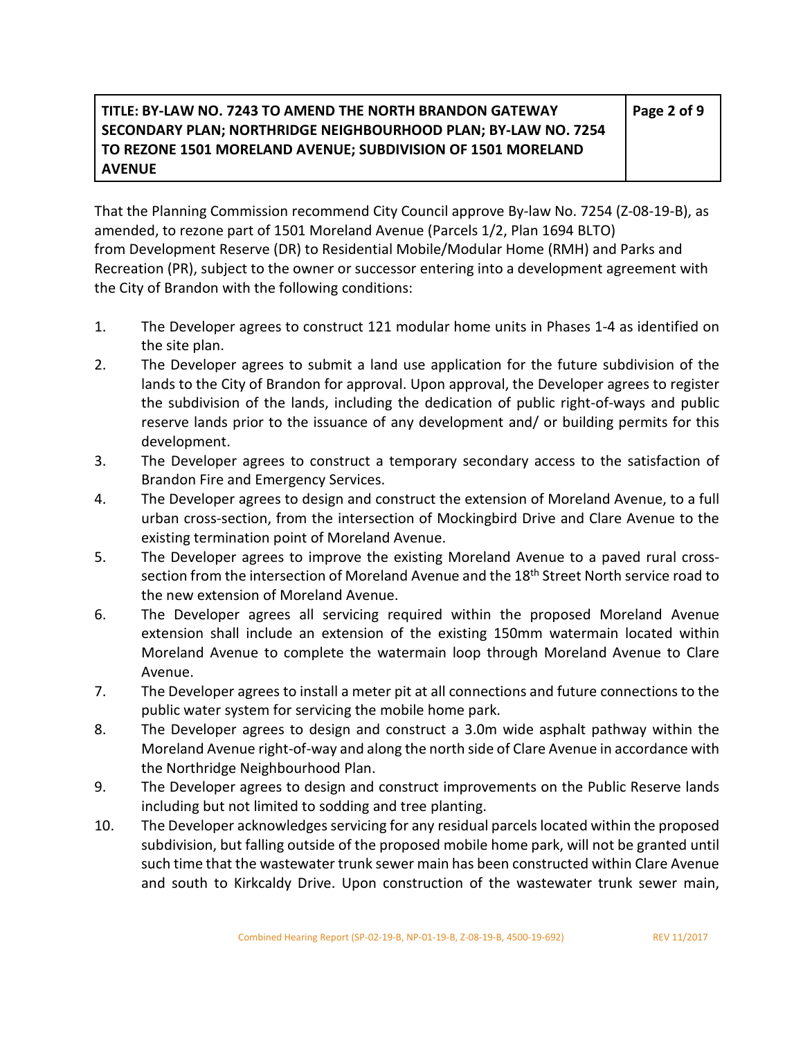That the Planning Commission recommend City Council approve By-law No. 7254 (Z-08-19-B), as amended, to rezone part of 1501 Moreland Avenue (Parcels 1/2, Plan 1694 BLTO) from Development Reserve (DR) to Residential Mobile/Modular Home (RMH) and Parks and Recreation (PR), subject to the owner or successor entering into a development agreement with the City of Brandon with the following conditions:

1. The Developer agrees to construct 121 modular home units in Phases 1-4 as identified on the site plan.
2. The Developer agrees to submit a land use application for the future subdivision of the lands to the City of Brandon for approval. Upon approval, the Developer agrees to register the subdivision of the lands, including the dedication of public right-of-ways and public reserve lands prior to the issuance of any development and/ or building permits for this development.
3. The Developer agrees to construct a temporary secondary access to the satisfaction of Brandon Fire and Emergency Services.
4. The Developer agrees to design and construct the extension of Moreland Avenue, to a full urban cross-section, from the intersection of Mockingbird Drive and Clare Avenue to the existing termination point of Moreland Avenue.
5. The Developer agrees to improve the existing Moreland Avenue to a paved rural cross-section from the intersection of Moreland Avenue and the 18th Street North service road to the new extension of Moreland Avenue.
6. The Developer agrees all servicing required within the proposed Moreland Avenue extension shall include an extension of the existing 150mm watermain located within Moreland Avenue to complete the watermain loop through Moreland Avenue to Clare Avenue.
7. The Developer agrees to install a meter pit at all connections and future connections to the public water system for servicing the mobile home park.
8. The Developer agrees to design and construct a 3.0m wide asphalt pathway within the Moreland Avenue right-of-way and along the north side of Clare Avenue in accordance with the Northridge Neighbourhood Plan.
9. The Developer agrees to design and construct improvements on the Public Reserve lands including but not limited to sodding and tree planting.
10. The Developer acknowledges servicing for any residual parcels located within the proposed subdivision, but falling outside of the proposed mobile home park, will not be granted until such time that the wastewater trunk sewer main has been constructed within Clare Avenue and south to Kirkcaldy Drive. Upon construction of the wastewater trunk sewer main,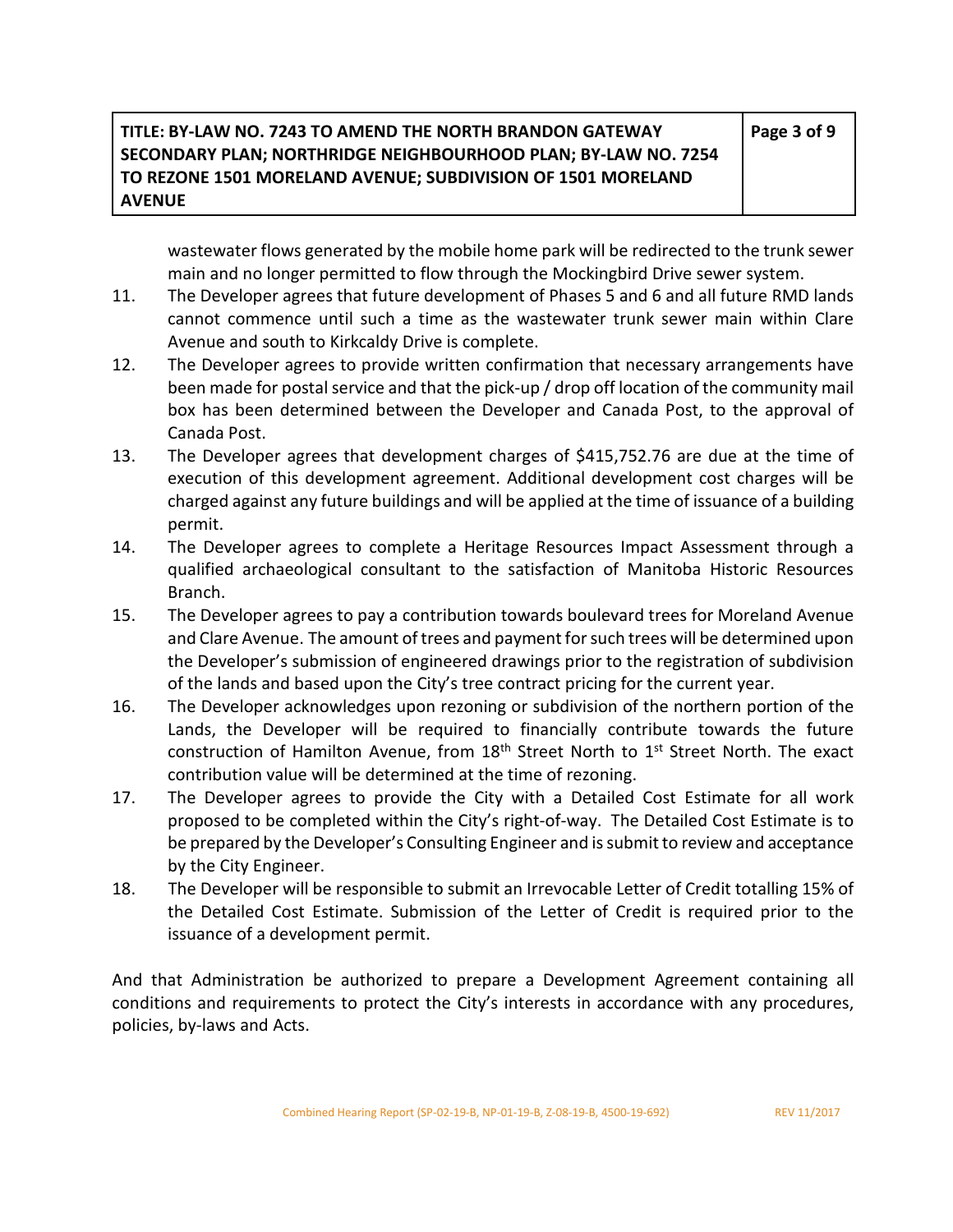wastewater flows generated by the mobile home park will be redirected to the trunk sewer main and no longer permitted to flow through the Mockingbird Drive sewer system.

11. The Developer agrees that future development of Phases 5 and 6 and all future RMD lands cannot commence until such a time as the wastewater trunk sewer main within Clare Avenue and south to Kirkcaldy Drive is complete.
12. The Developer agrees to provide written confirmation that necessary arrangements have been made for postal service and that the pick-up / drop off location of the community mail box has been determined between the Developer and Canada Post, to the approval of Canada Post.
13. The Developer agrees that development charges of $415,752.76 are due at the time of execution of this development agreement. Additional development cost charges will be charged against any future buildings and will be applied at the time of issuance of a building permit.
14. The Developer agrees to complete a Heritage Resources Impact Assessment through a qualified archaeological consultant to the satisfaction of Manitoba Historic Resources Branch.
15. The Developer agrees to pay a contribution towards boulevard trees for Moreland Avenue and Clare Avenue. The amount of trees and payment for such trees will be determined upon the Developer's submission of engineered drawings prior to the registration of subdivision of the lands and based upon the City's tree contract pricing for the current year.
16. The Developer acknowledges upon rezoning or subdivision of the northern portion of the Lands, the Developer will be required to financially contribute towards the future construction of Hamilton Avenue, from 18th Street North to 1st Street North. The exact contribution value will be determined at the time of rezoning.
17. The Developer agrees to provide the City with a Detailed Cost Estimate for all work proposed to be completed within the City's right-of-way. The Detailed Cost Estimate is to be prepared by the Developer's Consulting Engineer and is submit to review and acceptance by the City Engineer.
18. The Developer will be responsible to submit an Irrevocable Letter of Credit totalling 15% of the Detailed Cost Estimate. Submission of the Letter of Credit is required prior to the issuance of a development permit.

And that Administration be authorized to prepare a Development Agreement containing all conditions and requirements to protect the City's interests in accordance with any procedures, policies, by-laws and Acts.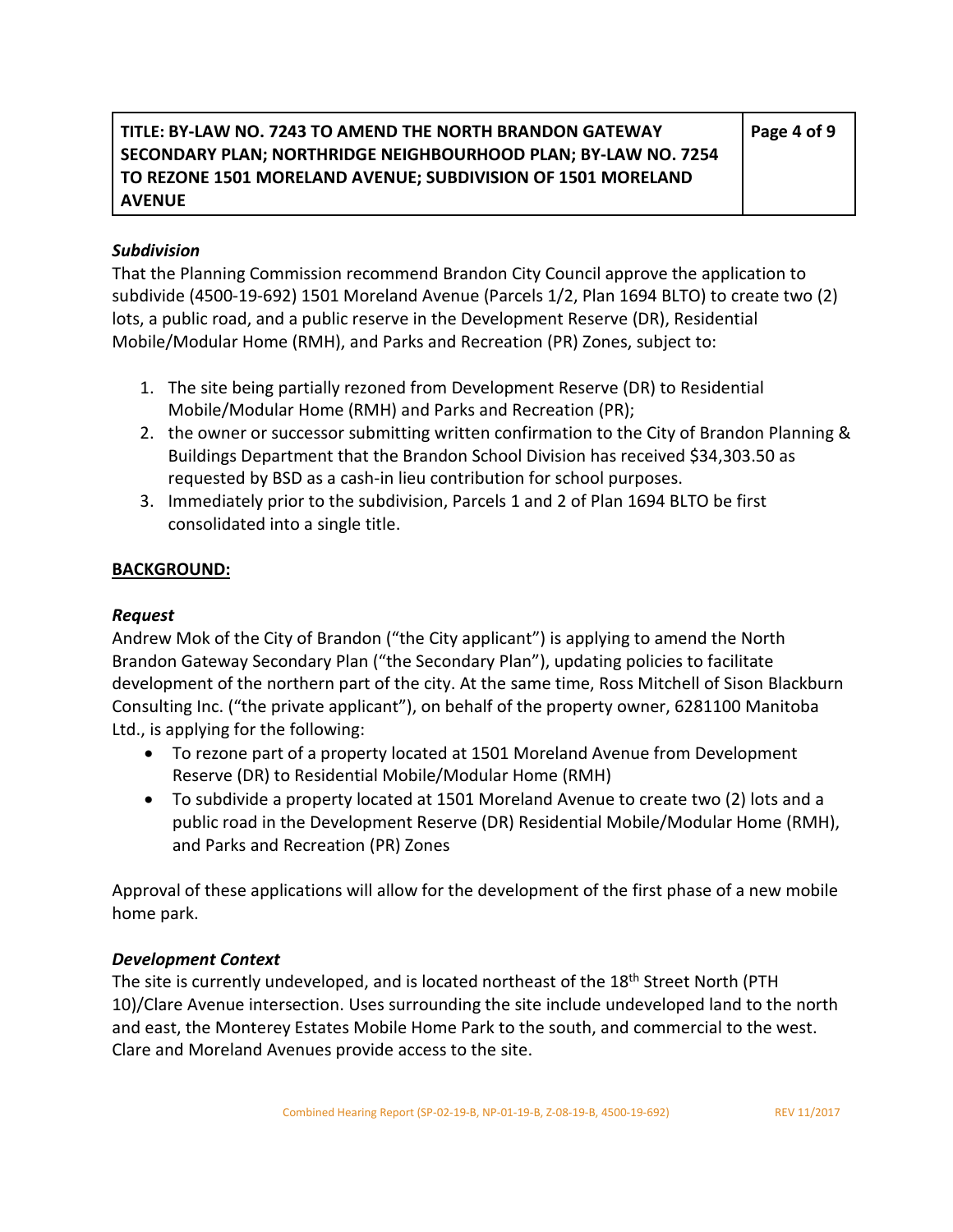### *Subdivision*

That the Planning Commission recommend Brandon City Council approve the application to subdivide (4500-19-692) 1501 Moreland Avenue (Parcels 1/2, Plan 1694 BLTO) to create two (2) lots, a public road, and a public reserve in the Development Reserve (DR), Residential Mobile/Modular Home (RMH), and Parks and Recreation (PR) Zones, subject to:

1. The site being partially rezoned from Development Reserve (DR) to Residential Mobile/Modular Home (RMH) and Parks and Recreation (PR);
2. the owner or successor submitting written confirmation to the City of Brandon Planning & Buildings Department that the Brandon School Division has received $34,303.50 as requested by BSD as a cash-in lieu contribution for school purposes.
3. Immediately prior to the subdivision, Parcels 1 and 2 of Plan 1694 BLTO be first consolidated into a single title.

## BACKGROUND:

### *Request*

Andrew Mok of the City of Brandon ("the City applicant") is applying to amend the North Brandon Gateway Secondary Plan ("the Secondary Plan"), updating policies to facilitate development of the northern part of the city. At the same time, Ross Mitchell of Sison Blackburn Consulting Inc. ("the private applicant"), on behalf of the property owner, 6281100 Manitoba Ltd., is applying for the following:

- To rezone part of a property located at 1501 Moreland Avenue from Development Reserve (DR) to Residential Mobile/Modular Home (RMH)
- To subdivide a property located at 1501 Moreland Avenue to create two (2) lots and a public road in the Development Reserve (DR) Residential Mobile/Modular Home (RMH), and Parks and Recreation (PR) Zones

Approval of these applications will allow for the development of the first phase of a new mobile home park.

### *Development Context*

The site is currently undeveloped, and is located northeast of the 18th Street North (PTH 10)/Clare Avenue intersection. Uses surrounding the site include undeveloped land to the north and east, the Monterey Estates Mobile Home Park to the south, and commercial to the west. Clare and Moreland Avenues provide access to the site.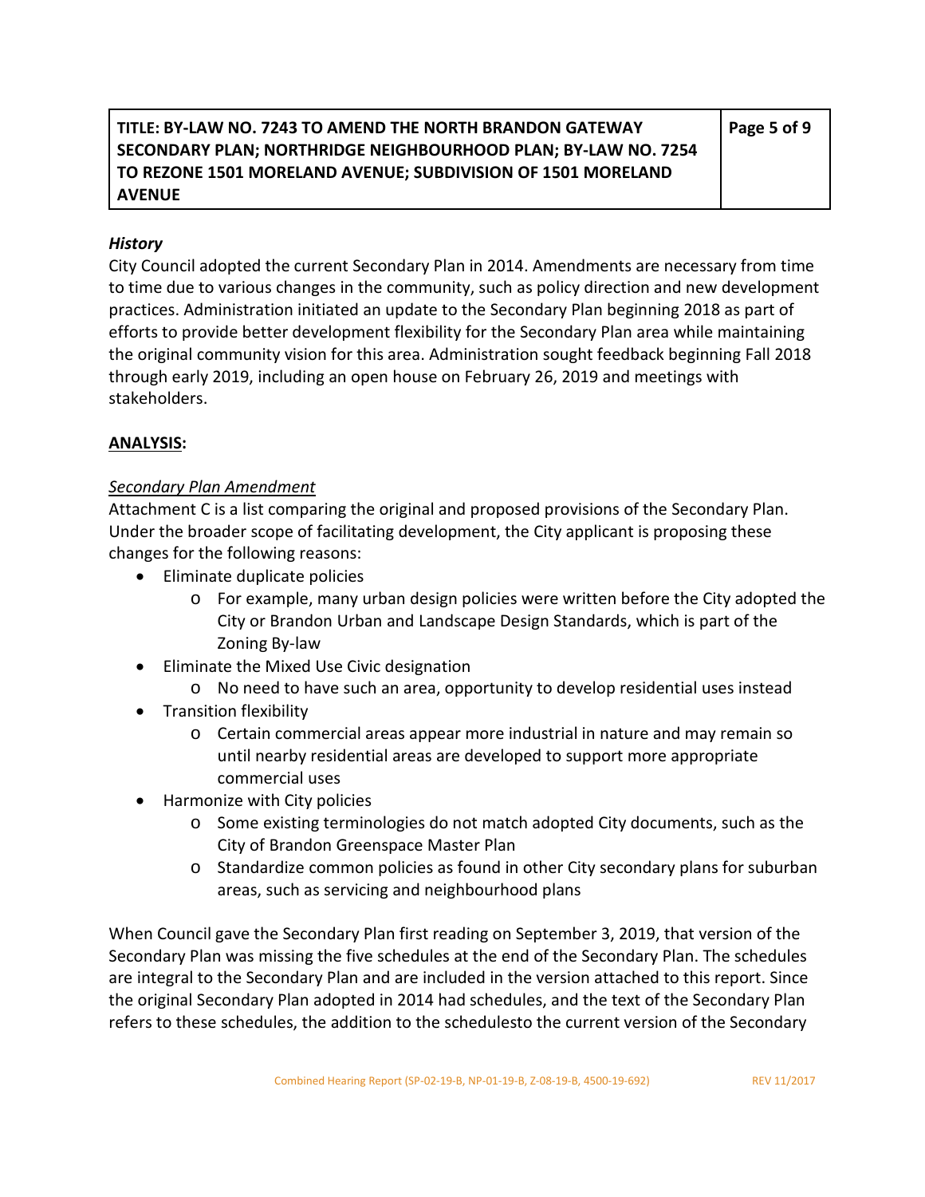*History*

City Council adopted the current Secondary Plan in 2014. Amendments are necessary from time to time due to various changes in the community, such as policy direction and new development practices. Administration initiated an update to the Secondary Plan beginning 2018 as part of efforts to provide better development flexibility for the Secondary Plan area while maintaining the original community vision for this area. Administration sought feedback beginning Fall 2018 through early 2019, including an open house on February 26, 2019 and meetings with stakeholders.

## **ANALYSIS:**

*Secondary Plan Amendment*

Attachment C is a list comparing the original and proposed provisions of the Secondary Plan. Under the broader scope of facilitating development, the City applicant is proposing these changes for the following reasons:

- Eliminate duplicate policies
  - For example, many urban design policies were written before the City adopted the City or Brandon Urban and Landscape Design Standards, which is part of the Zoning By-law
- Eliminate the Mixed Use Civic designation
  - No need to have such an area, opportunity to develop residential uses instead
- Transition flexibility
  - Certain commercial areas appear more industrial in nature and may remain so until nearby residential areas are developed to support more appropriate commercial uses
- Harmonize with City policies
  - Some existing terminologies do not match adopted City documents, such as the City of Brandon Greenspace Master Plan
  - Standardize common policies as found in other City secondary plans for suburban areas, such as servicing and neighbourhood plans

When Council gave the Secondary Plan first reading on September 3, 2019, that version of the Secondary Plan was missing the five schedules at the end of the Secondary Plan. The schedules are integral to the Secondary Plan and are included in the version attached to this report. Since the original Secondary Plan adopted in 2014 had schedules, and the text of the Secondary Plan refers to these schedules, the addition to the schedulesto the current version of the Secondary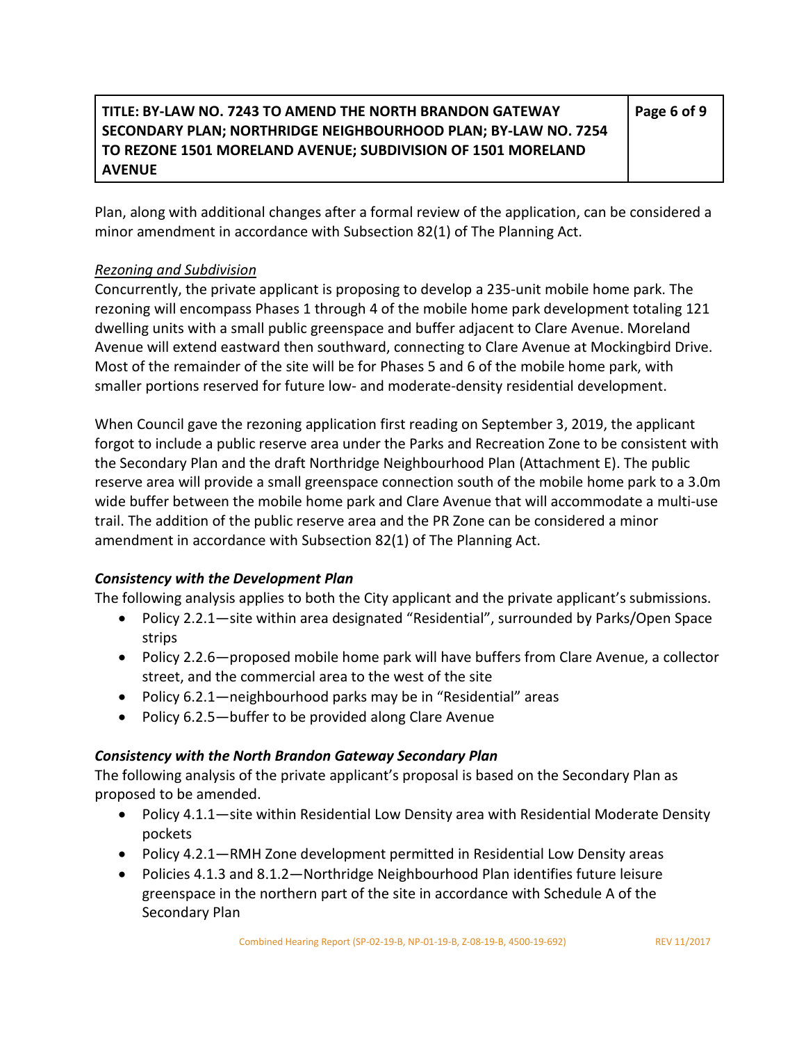Plan, along with additional changes after a formal review of the application, can be considered a minor amendment in accordance with Subsection 82(1) of The Planning Act.

*Rezoning and Subdivision*

Concurrently, the private applicant is proposing to develop a 235-unit mobile home park. The rezoning will encompass Phases 1 through 4 of the mobile home park development totaling 121 dwelling units with a small public greenspace and buffer adjacent to Clare Avenue. Moreland Avenue will extend eastward then southward, connecting to Clare Avenue at Mockingbird Drive. Most of the remainder of the site will be for Phases 5 and 6 of the mobile home park, with smaller portions reserved for future low- and moderate-density residential development.

When Council gave the rezoning application first reading on September 3, 2019, the applicant forgot to include a public reserve area under the Parks and Recreation Zone to be consistent with the Secondary Plan and the draft Northridge Neighbourhood Plan (Attachment E). The public reserve area will provide a small greenspace connection south of the mobile home park to a 3.0m wide buffer between the mobile home park and Clare Avenue that will accommodate a multi-use trail. The addition of the public reserve area and the PR Zone can be considered a minor amendment in accordance with Subsection 82(1) of The Planning Act.

***Consistency with the Development Plan***

The following analysis applies to both the City applicant and the private applicant's submissions.

- Policy 2.2.1—site within area designated "Residential", surrounded by Parks/Open Space strips
- Policy 2.2.6—proposed mobile home park will have buffers from Clare Avenue, a collector street, and the commercial area to the west of the site
- Policy 6.2.1—neighbourhood parks may be in "Residential" areas
- Policy 6.2.5—buffer to be provided along Clare Avenue

***Consistency with the North Brandon Gateway Secondary Plan***

The following analysis of the private applicant's proposal is based on the Secondary Plan as proposed to be amended.

- Policy 4.1.1—site within Residential Low Density area with Residential Moderate Density pockets
- Policy 4.2.1—RMH Zone development permitted in Residential Low Density areas
- Policies 4.1.3 and 8.1.2—Northridge Neighbourhood Plan identifies future leisure greenspace in the northern part of the site in accordance with Schedule A of the Secondary Plan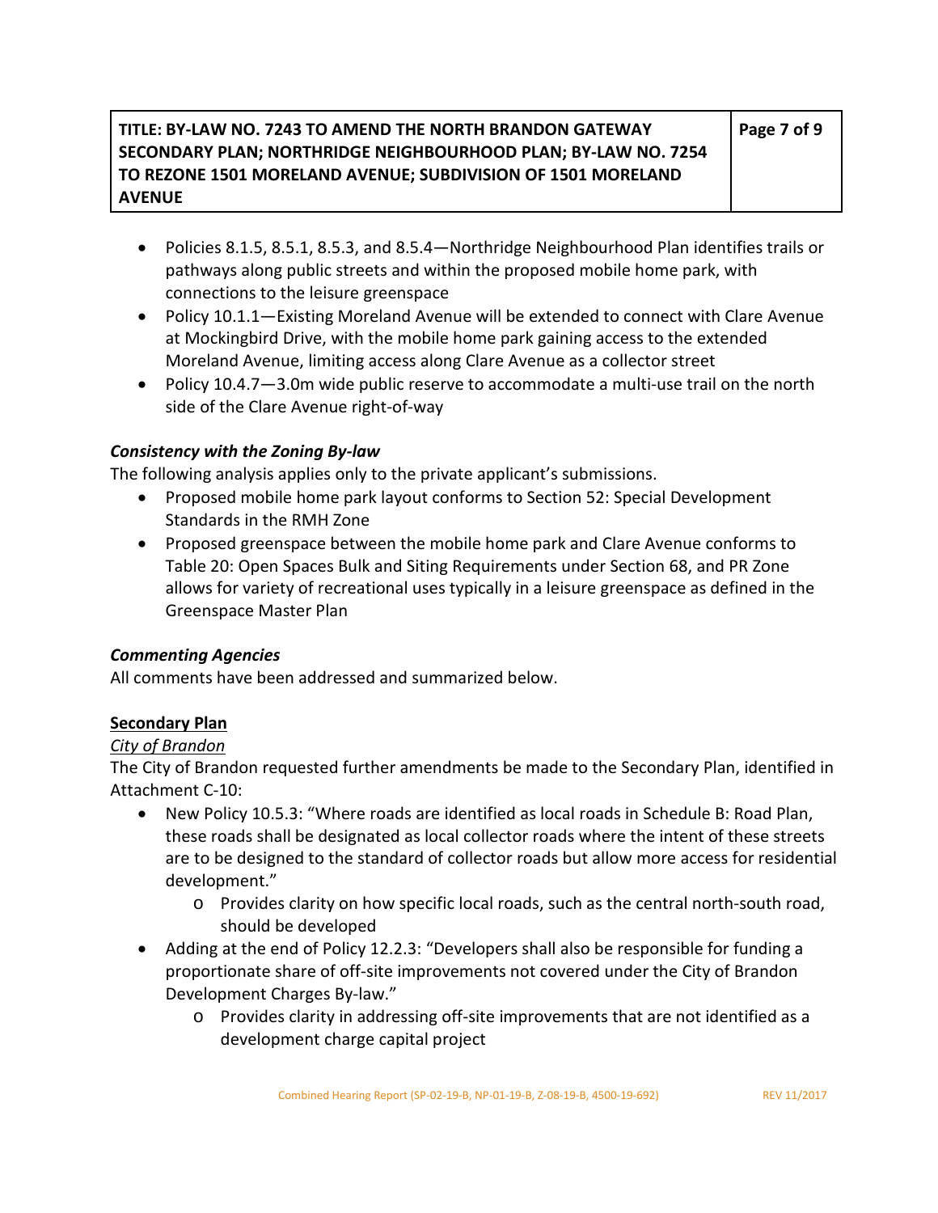- Policies 8.1.5, 8.5.1, 8.5.3, and 8.5.4—Northridge Neighbourhood Plan identifies trails or pathways along public streets and within the proposed mobile home park, with connections to the leisure greenspace
- Policy 10.1.1—Existing Moreland Avenue will be extended to connect with Clare Avenue at Mockingbird Drive, with the mobile home park gaining access to the extended Moreland Avenue, limiting access along Clare Avenue as a collector street
- Policy 10.4.7—3.0m wide public reserve to accommodate a multi-use trail on the north side of the Clare Avenue right-of-way

***Consistency with the Zoning By-law***

The following analysis applies only to the private applicant's submissions.

- Proposed mobile home park layout conforms to Section 52: Special Development Standards in the RMH Zone
- Proposed greenspace between the mobile home park and Clare Avenue conforms to Table 20: Open Spaces Bulk and Siting Requirements under Section 68, and PR Zone allows for variety of recreational uses typically in a leisure greenspace as defined in the Greenspace Master Plan

***Commenting Agencies***

All comments have been addressed and summarized below.

**Secondary Plan**

*City of Brandon*

The City of Brandon requested further amendments be made to the Secondary Plan, identified in Attachment C-10:

- New Policy 10.5.3: "Where roads are identified as local roads in Schedule B: Road Plan, these roads shall be designated as local collector roads where the intent of these streets are to be designed to the standard of collector roads but allow more access for residential development."
    - Provides clarity on how specific local roads, such as the central north-south road, should be developed
- Adding at the end of Policy 12.2.3: "Developers shall also be responsible for funding a proportionate share of off-site improvements not covered under the City of Brandon Development Charges By-law."
    - Provides clarity in addressing off-site improvements that are not identified as a development charge capital project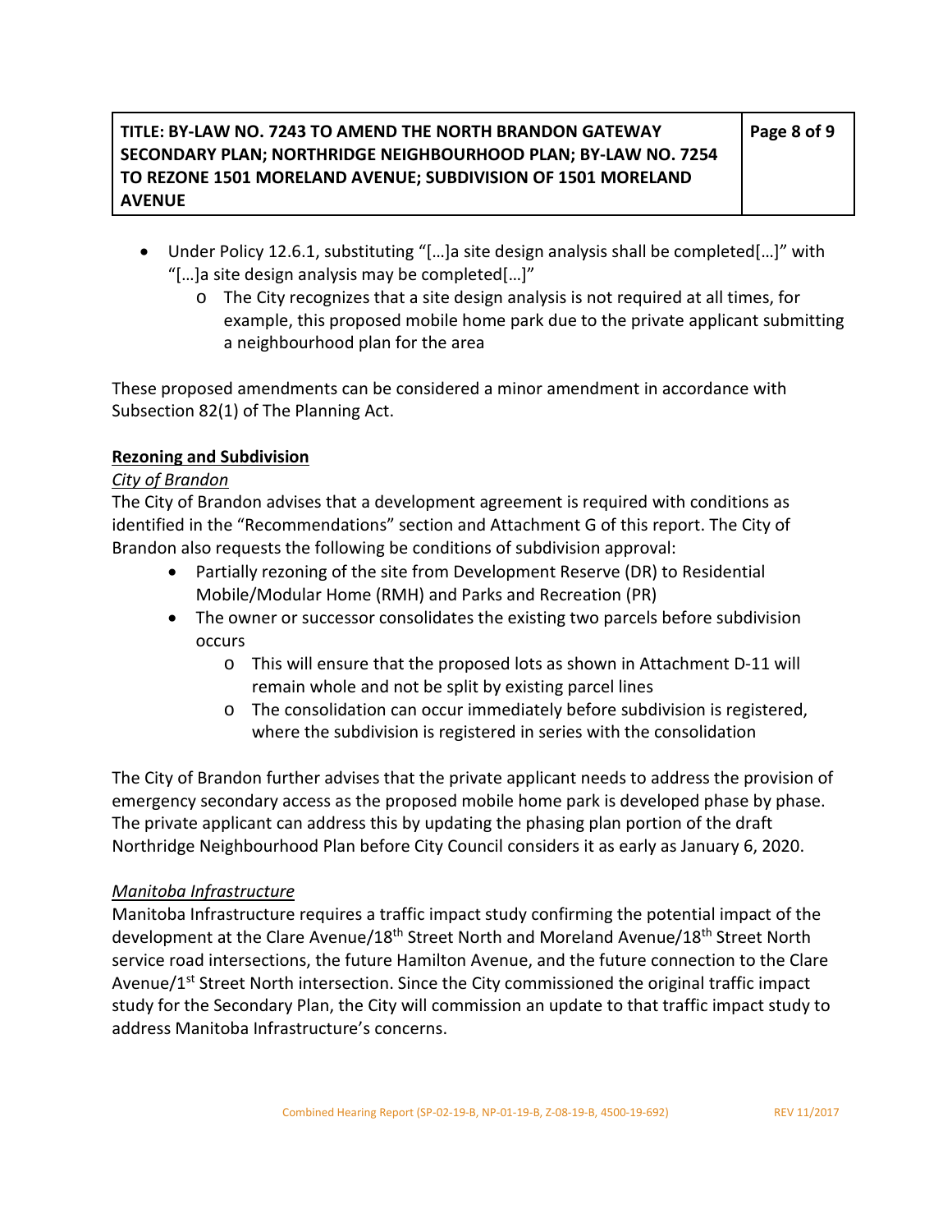- Under Policy 12.6.1, substituting "[…]a site design analysis shall be completed[…]" with "[…]a site design analysis may be completed[…]"
    - The City recognizes that a site design analysis is not required at all times, for example, this proposed mobile home park due to the private applicant submitting a neighbourhood plan for the area

These proposed amendments can be considered a minor amendment in accordance with Subsection 82(1) of The Planning Act.

**Rezoning and Subdivision**

*City of Brandon*

The City of Brandon advises that a development agreement is required with conditions as identified in the "Recommendations" section and Attachment G of this report. The City of Brandon also requests the following be conditions of subdivision approval:

- Partially rezoning of the site from Development Reserve (DR) to Residential Mobile/Modular Home (RMH) and Parks and Recreation (PR)
- The owner or successor consolidates the existing two parcels before subdivision occurs
    - This will ensure that the proposed lots as shown in Attachment D-11 will remain whole and not be split by existing parcel lines
    - The consolidation can occur immediately before subdivision is registered, where the subdivision is registered in series with the consolidation

The City of Brandon further advises that the private applicant needs to address the provision of emergency secondary access as the proposed mobile home park is developed phase by phase. The private applicant can address this by updating the phasing plan portion of the draft Northridge Neighbourhood Plan before City Council considers it as early as January 6, 2020.

*Manitoba Infrastructure*

Manitoba Infrastructure requires a traffic impact study confirming the potential impact of the development at the Clare Avenue/18th Street North and Moreland Avenue/18th Street North service road intersections, the future Hamilton Avenue, and the future connection to the Clare Avenue/1st Street North intersection. Since the City commissioned the original traffic impact study for the Secondary Plan, the City will commission an update to that traffic impact study to address Manitoba Infrastructure's concerns.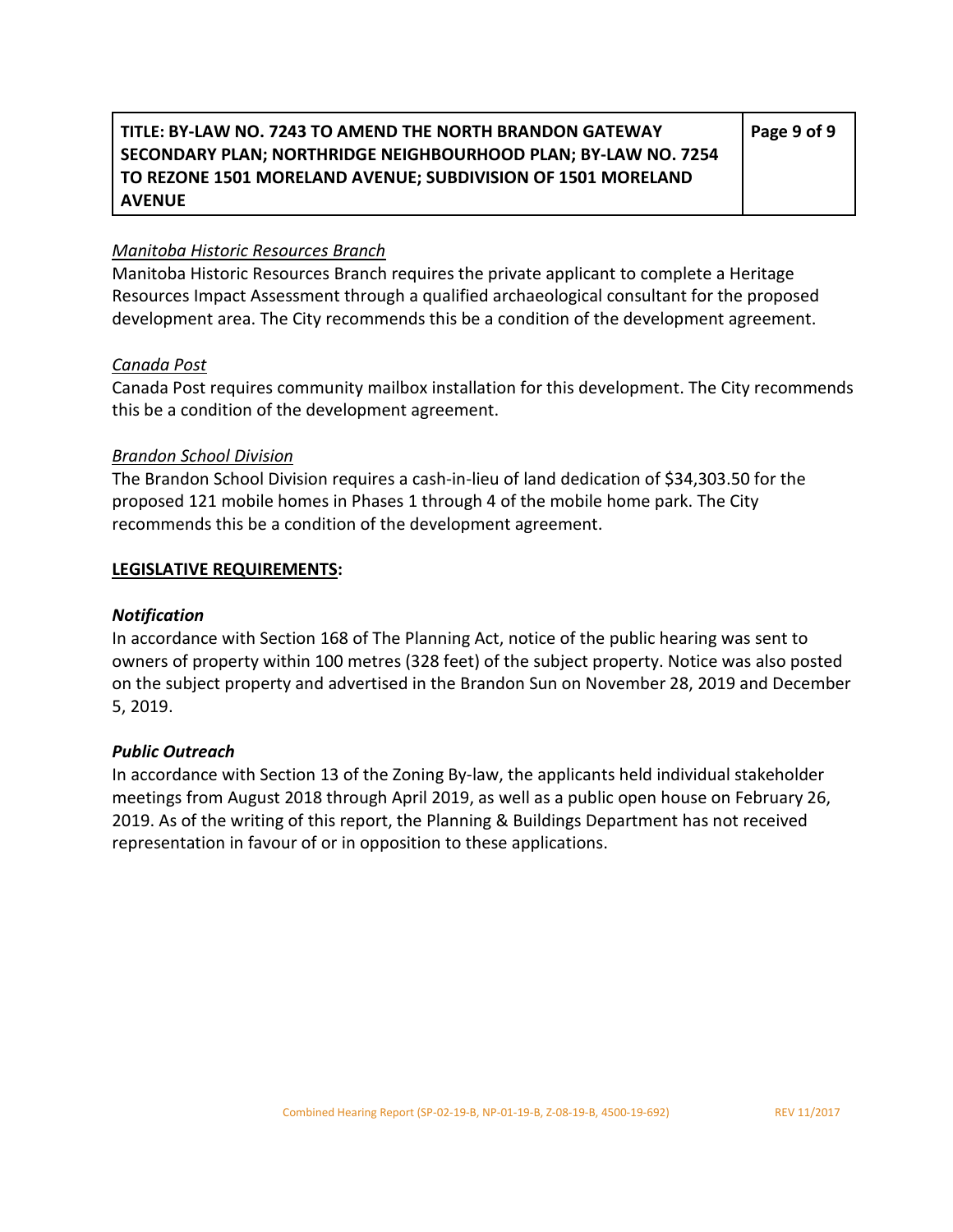*Manitoba Historic Resources Branch*

Manitoba Historic Resources Branch requires the private applicant to complete a Heritage Resources Impact Assessment through a qualified archaeological consultant for the proposed development area. The City recommends this be a condition of the development agreement.

*Canada Post*

Canada Post requires community mailbox installation for this development. The City recommends this be a condition of the development agreement.

*Brandon School Division*

The Brandon School Division requires a cash-in-lieu of land dedication of $34,303.50 for the proposed 121 mobile homes in Phases 1 through 4 of the mobile home park. The City recommends this be a condition of the development agreement.

## LEGISLATIVE REQUIREMENTS:

***Notification***

In accordance with Section 168 of The Planning Act, notice of the public hearing was sent to owners of property within 100 metres (328 feet) of the subject property. Notice was also posted on the subject property and advertised in the Brandon Sun on November 28, 2019 and December 5, 2019.

***Public Outreach***

In accordance with Section 13 of the Zoning By-law, the applicants held individual stakeholder meetings from August 2018 through April 2019, as well as a public open house on February 26, 2019. As of the writing of this report, the Planning & Buildings Department has not received representation in favour of or in opposition to these applications.